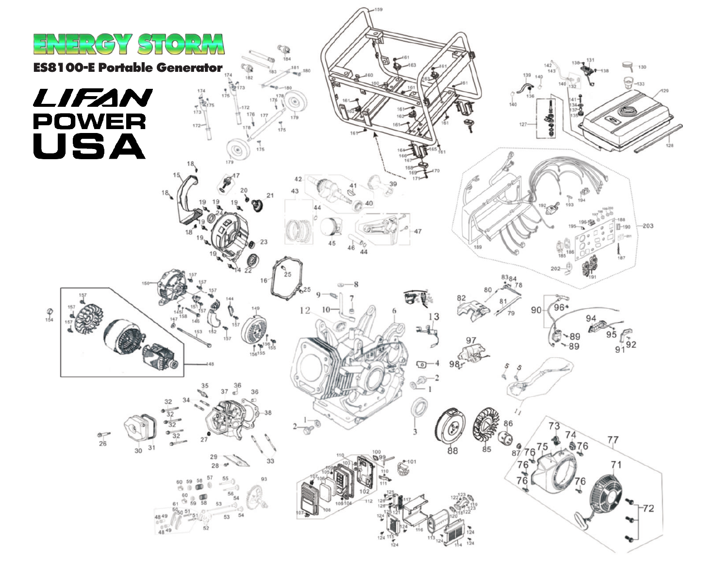# ENERGY STORM

**ES8100-E Portable Generator**

LIFAN POWER USA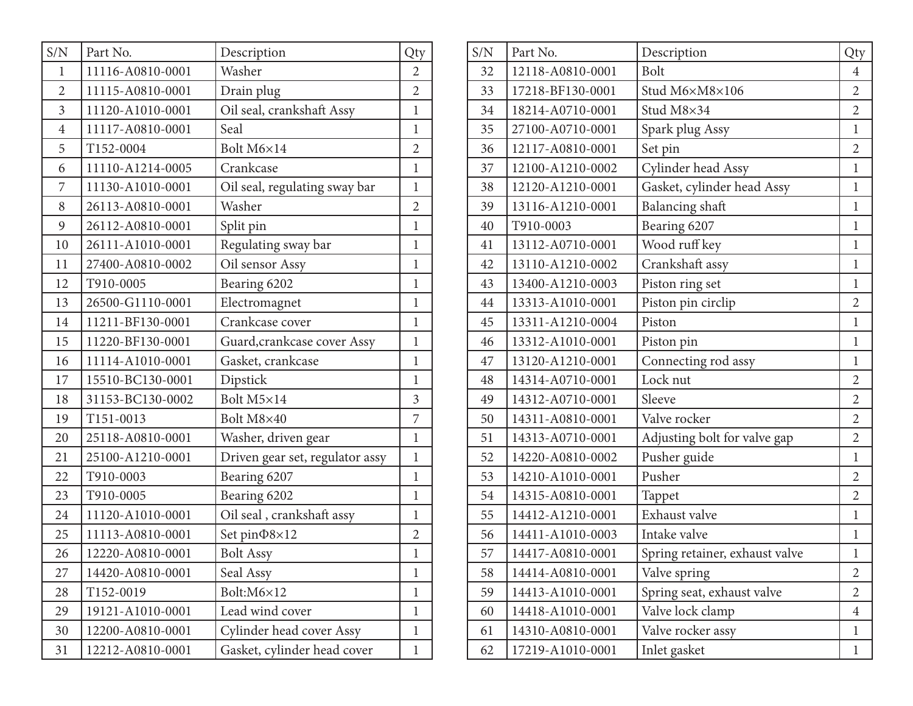| S/N | Part No. | Description | Qty |
|---|---|---|---|
| 1 | 11116-A0810-0001 | Washer | 2 |
| 2 | 11115-A0810-0001 | Drain plug | 2 |
| 3 | 11120-A1010-0001 | Oil seal, crankshaft Assy | 1 |
| 4 | 11117-A0810-0001 | Seal | 1 |
| 5 | T152-0004 | Bolt M6×14 | 2 |
| 6 | 11110-A1214-0005 | Crankcase | 1 |
| 7 | 11130-A1010-0001 | Oil seal, regulating sway bar | 1 |
| 8 | 26113-A0810-0001 | Washer | 2 |
| 9 | 26112-A0810-0001 | Split pin | 1 |
| 10 | 26111-A1010-0001 | Regulating sway bar | 1 |
| 11 | 27400-A0810-0002 | Oil sensor Assy | 1 |
| 12 | T910-0005 | Bearing 6202 | 1 |
| 13 | 26500-G1110-0001 | Electromagnet | 1 |
| 14 | 11211-BF130-0001 | Crankcase cover | 1 |
| 15 | 11220-BF130-0001 | Guard,crankcase cover Assy | 1 |
| 16 | 11114-A1010-0001 | Gasket, crankcase | 1 |
| 17 | 15510-BC130-0001 | Dipstick | 1 |
| 18 | 31153-BC130-0002 | Bolt M5×14 | 3 |
| 19 | T151-0013 | Bolt M8×40 | 7 |
| 20 | 25118-A0810-0001 | Washer, driven gear | 1 |
| 21 | 25100-A1210-0001 | Driven gear set, regulator assy | 1 |
| 22 | T910-0003 | Bearing 6207 | 1 |
| 23 | T910-0005 | Bearing 6202 | 1 |
| 24 | 11120-A1010-0001 | Oil seal , crankshaft assy | 1 |
| 25 | 11113-A0810-0001 | Set pinΦ8×12 | 2 |
| 26 | 12220-A0810-0001 | Bolt Assy | 1 |
| 27 | 14420-A0810-0001 | Seal Assy | 1 |
| 28 | T152-0019 | Bolt:M6×12 | 1 |
| 29 | 19121-A1010-0001 | Lead wind cover | 1 |
| 30 | 12200-A0810-0001 | Cylinder head cover Assy | 1 |
| 31 | 12212-A0810-0001 | Gasket, cylinder head cover | 1 |
| 32 | 12118-A0810-0001 | Bolt | 4 |
| 33 | 17218-BF130-0001 | Stud M6×M8×106 | 2 |
| 34 | 18214-A0710-0001 | Stud M8×34 | 2 |
| 35 | 27100-A0710-0001 | Spark plug Assy | 1 |
| 36 | 12117-A0810-0001 | Set pin | 2 |
| 37 | 12100-A1210-0002 | Cylinder head Assy | 1 |
| 38 | 12120-A1210-0001 | Gasket, cylinder head Assy | 1 |
| 39 | 13116-A1210-0001 | Balancing shaft | 1 |
| 40 | T910-0003 | Bearing 6207 | 1 |
| 41 | 13112-A0710-0001 | Wood ruff key | 1 |
| 42 | 13110-A1210-0002 | Crankshaft assy | 1 |
| 43 | 13400-A1210-0003 | Piston ring set | 1 |
| 44 | 13313-A1010-0001 | Piston pin circlip | 2 |
| 45 | 13311-A1210-0004 | Piston | 1 |
| 46 | 13312-A1010-0001 | Piston pin | 1 |
| 47 | 13120-A1210-0001 | Connecting rod assy | 1 |
| 48 | 14314-A0710-0001 | Lock nut | 2 |
| 49 | 14312-A0710-0001 | Sleeve | 2 |
| 50 | 14311-A0810-0001 | Valve rocker | 2 |
| 51 | 14313-A0710-0001 | Adjusting bolt for valve gap | 2 |
| 52 | 14220-A0810-0002 | Pusher guide | 1 |
| 53 | 14210-A1010-0001 | Pusher | 2 |
| 54 | 14315-A0810-0001 | Tappet | 2 |
| 55 | 14412-A1210-0001 | Exhaust valve | 1 |
| 56 | 14411-A1010-0003 | Intake valve | 1 |
| 57 | 14417-A0810-0001 | Spring retainer, exhaust valve | 1 |
| 58 | 14414-A0810-0001 | Valve spring | 2 |
| 59 | 14413-A1010-0001 | Spring seat, exhaust valve | 2 |
| 60 | 14418-A1010-0001 | Valve lock clamp | 4 |
| 61 | 14310-A0810-0001 | Valve rocker assy | 1 |
| 62 | 17219-A1010-0001 | Inlet gasket | 1 |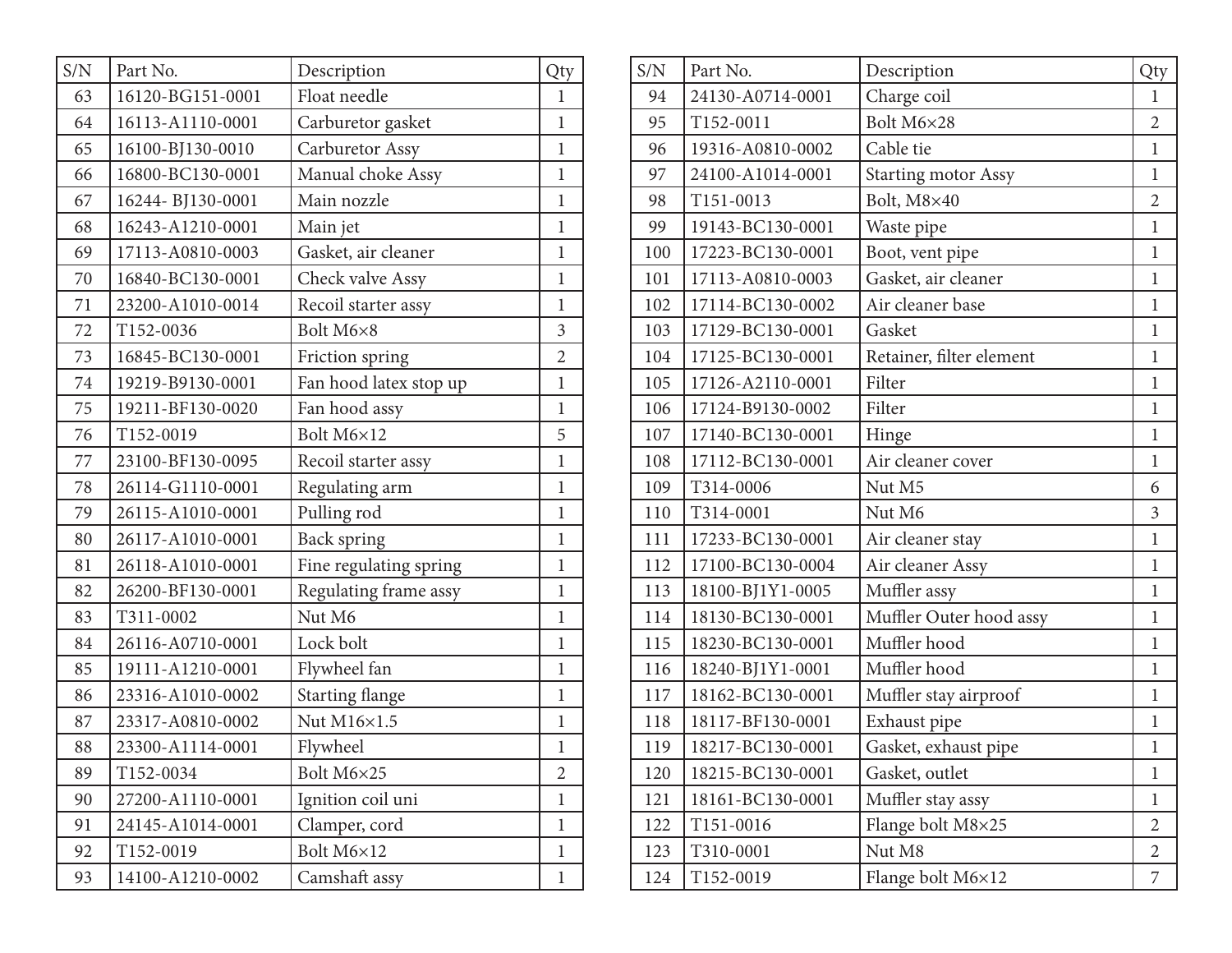| S/N | Part No. | Description | Qty |
|---|---|---|---|
| 63 | 16120-BG151-0001 | Float needle | 1 |
| 64 | 16113-A1110-0001 | Carburetor gasket | 1 |
| 65 | 16100-BJ130-0010 | Carburetor Assy | 1 |
| 66 | 16800-BC130-0001 | Manual choke Assy | 1 |
| 67 | 16244- BJ130-0001 | Main nozzle | 1 |
| 68 | 16243-A1210-0001 | Main jet | 1 |
| 69 | 17113-A0810-0003 | Gasket, air cleaner | 1 |
| 70 | 16840-BC130-0001 | Check valve Assy | 1 |
| 71 | 23200-A1010-0014 | Recoil starter assy | 1 |
| 72 | T152-0036 | Bolt M6×8 | 3 |
| 73 | 16845-BC130-0001 | Friction spring | 2 |
| 74 | 19219-B9130-0001 | Fan hood latex stop up | 1 |
| 75 | 19211-BF130-0020 | Fan hood assy | 1 |
| 76 | T152-0019 | Bolt M6×12 | 5 |
| 77 | 23100-BF130-0095 | Recoil starter assy | 1 |
| 78 | 26114-G1110-0001 | Regulating arm | 1 |
| 79 | 26115-A1010-0001 | Pulling rod | 1 |
| 80 | 26117-A1010-0001 | Back spring | 1 |
| 81 | 26118-A1010-0001 | Fine regulating spring | 1 |
| 82 | 26200-BF130-0001 | Regulating frame assy | 1 |
| 83 | T311-0002 | Nut M6 | 1 |
| 84 | 26116-A0710-0001 | Lock bolt | 1 |
| 85 | 19111-A1210-0001 | Flywheel fan | 1 |
| 86 | 23316-A1010-0002 | Starting flange | 1 |
| 87 | 23317-A0810-0002 | Nut M16×1.5 | 1 |
| 88 | 23300-A1114-0001 | Flywheel | 1 |
| 89 | T152-0034 | Bolt M6×25 | 2 |
| 90 | 27200-A1110-0001 | Ignition coil uni | 1 |
| 91 | 24145-A1014-0001 | Clamper, cord | 1 |
| 92 | T152-0019 | Bolt M6×12 | 1 |
| 93 | 14100-A1210-0002 | Camshaft assy | 1 |
| 94 | 24130-A0714-0001 | Charge coil | 1 |
| 95 | T152-0011 | Bolt M6×28 | 2 |
| 96 | 19316-A0810-0002 | Cable tie | 1 |
| 97 | 24100-A1014-0001 | Starting motor Assy | 1 |
| 98 | T151-0013 | Bolt, M8×40 | 2 |
| 99 | 19143-BC130-0001 | Waste pipe | 1 |
| 100 | 17223-BC130-0001 | Boot, vent pipe | 1 |
| 101 | 17113-A0810-0003 | Gasket, air cleaner | 1 |
| 102 | 17114-BC130-0002 | Air cleaner base | 1 |
| 103 | 17129-BC130-0001 | Gasket | 1 |
| 104 | 17125-BC130-0001 | Retainer, filter element | 1 |
| 105 | 17126-A2110-0001 | Filter | 1 |
| 106 | 17124-B9130-0002 | Filter | 1 |
| 107 | 17140-BC130-0001 | Hinge | 1 |
| 108 | 17112-BC130-0001 | Air cleaner cover | 1 |
| 109 | T314-0006 | Nut M5 | 6 |
| 110 | T314-0001 | Nut M6 | 3 |
| 111 | 17233-BC130-0001 | Air cleaner stay | 1 |
| 112 | 17100-BC130-0004 | Air cleaner Assy | 1 |
| 113 | 18100-BJ1Y1-0005 | Muffler assy | 1 |
| 114 | 18130-BC130-0001 | Muffler Outer hood assy | 1 |
| 115 | 18230-BC130-0001 | Muffler hood | 1 |
| 116 | 18240-BJ1Y1-0001 | Muffler hood | 1 |
| 117 | 18162-BC130-0001 | Muffler stay airproof | 1 |
| 118 | 18117-BF130-0001 | Exhaust pipe | 1 |
| 119 | 18217-BC130-0001 | Gasket, exhaust pipe | 1 |
| 120 | 18215-BC130-0001 | Gasket, outlet | 1 |
| 121 | 18161-BC130-0001 | Muffler stay assy | 1 |
| 122 | T151-0016 | Flange bolt M8×25 | 2 |
| 123 | T310-0001 | Nut M8 | 2 |
| 124 | T152-0019 | Flange bolt M6×12 | 7 |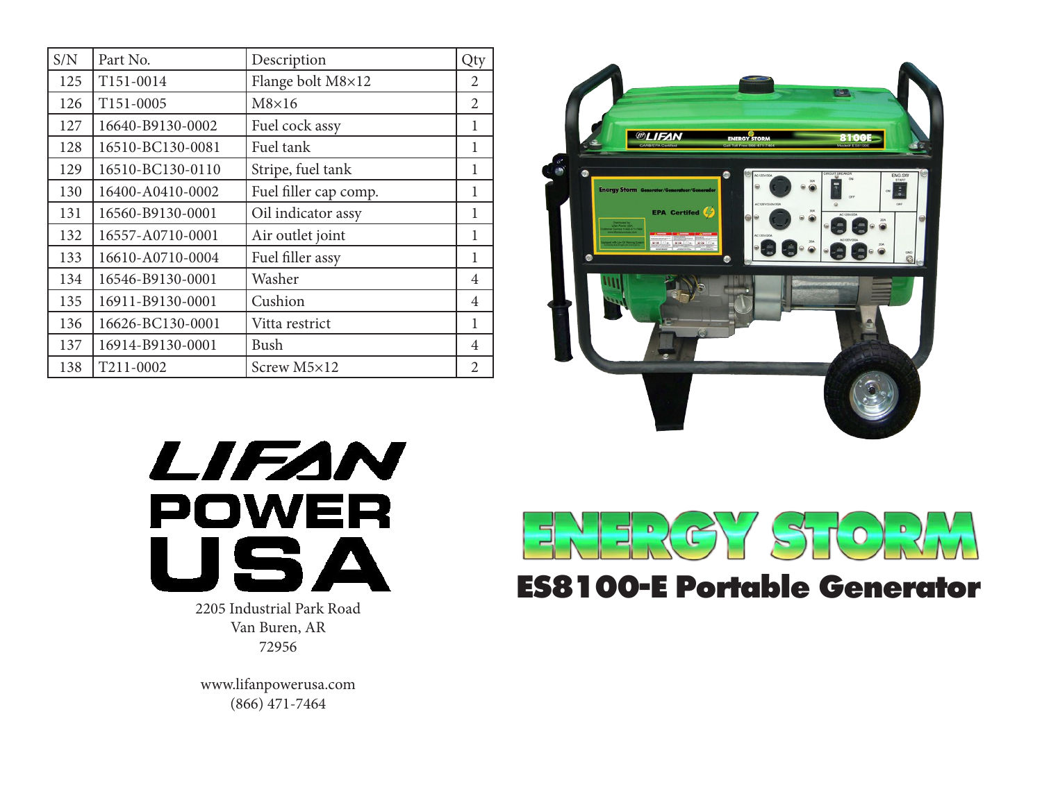| S/N | Part No. | Description | Qty |
|---|---|---|---|
| 125 | T151-0014 | Flange bolt M8×12 | 2 |
| 126 | T151-0005 | M8×16 | 2 |
| 127 | 16640-B9130-0002 | Fuel cock assy | 1 |
| 128 | 16510-BC130-0081 | Fuel tank | 1 |
| 129 | 16510-BC130-0110 | Stripe, fuel tank | 1 |
| 130 | 16400-A0410-0002 | Fuel filler cap comp. | 1 |
| 131 | 16560-B9130-0001 | Oil indicator assy | 1 |
| 132 | 16557-A0710-0001 | Air outlet joint | 1 |
| 133 | 16610-A0710-0004 | Fuel filler assy | 1 |
| 134 | 16546-B9130-0001 | Washer | 4 |
| 135 | 16911-B9130-0001 | Cushion | 4 |
| 136 | 16626-BC130-0001 | Vitta restrict | 1 |
| 137 | 16914-B9130-0001 | Bush | 4 |
| 138 | T211-0002 | Screw M5×12 | 2 |

# LIFAN POWER USA

2205 Industrial Park Road
Van Buren, AR
72956

www.lifanpowerusa.com
(866) 471-7464

# ENERGY STORM

## ES8100-E Portable Generator